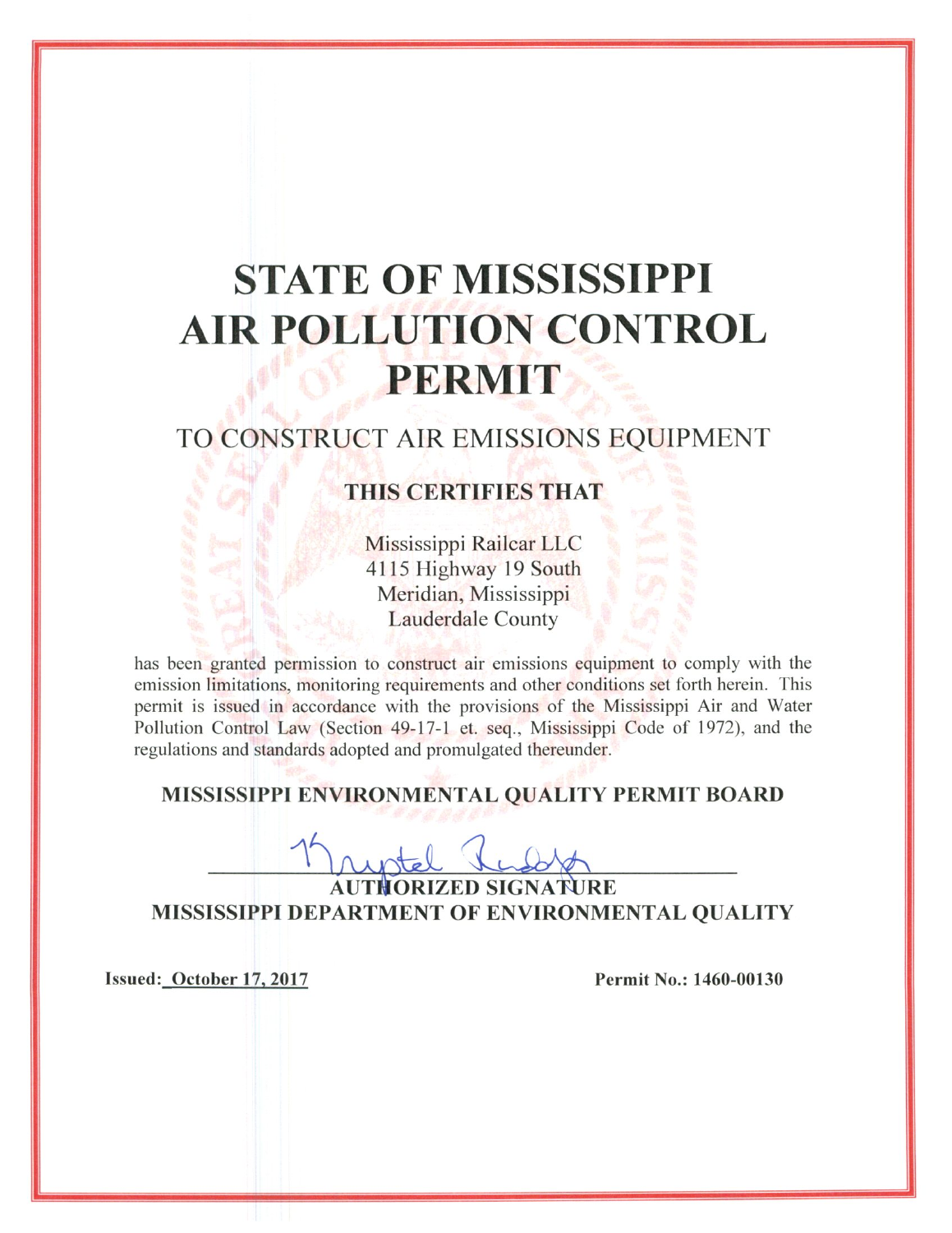# STATE OF MISSISSIPPI AIR POLLUTION CONTROL PERMIT

## TO CONSTRUCT AIR EMISSIONS EQUIPMENT

**THIS CERTIFIES THAT**

Mississippi Railcar LLC
4115 Highway 19 South
Meridian, Mississippi
Lauderdale County

has been granted permission to construct air emissions equipment to comply with the emission limitations, monitoring requirements and other conditions set forth herein. This permit is issued in accordance with the provisions of the Mississippi Air and Water Pollution Control Law (Section 49-17-1 et. seq., Mississippi Code of 1972), and the regulations and standards adopted and promulgated thereunder.

**MISSISSIPPI ENVIRONMENTAL QUALITY PERMIT BOARD**

Krystal Rudolph

**AUTHORIZED SIGNATURE**
**MISSISSIPPI DEPARTMENT OF ENVIRONMENTAL QUALITY**

**Issued: October 17, 2017**

**Permit No.: 1460-00130**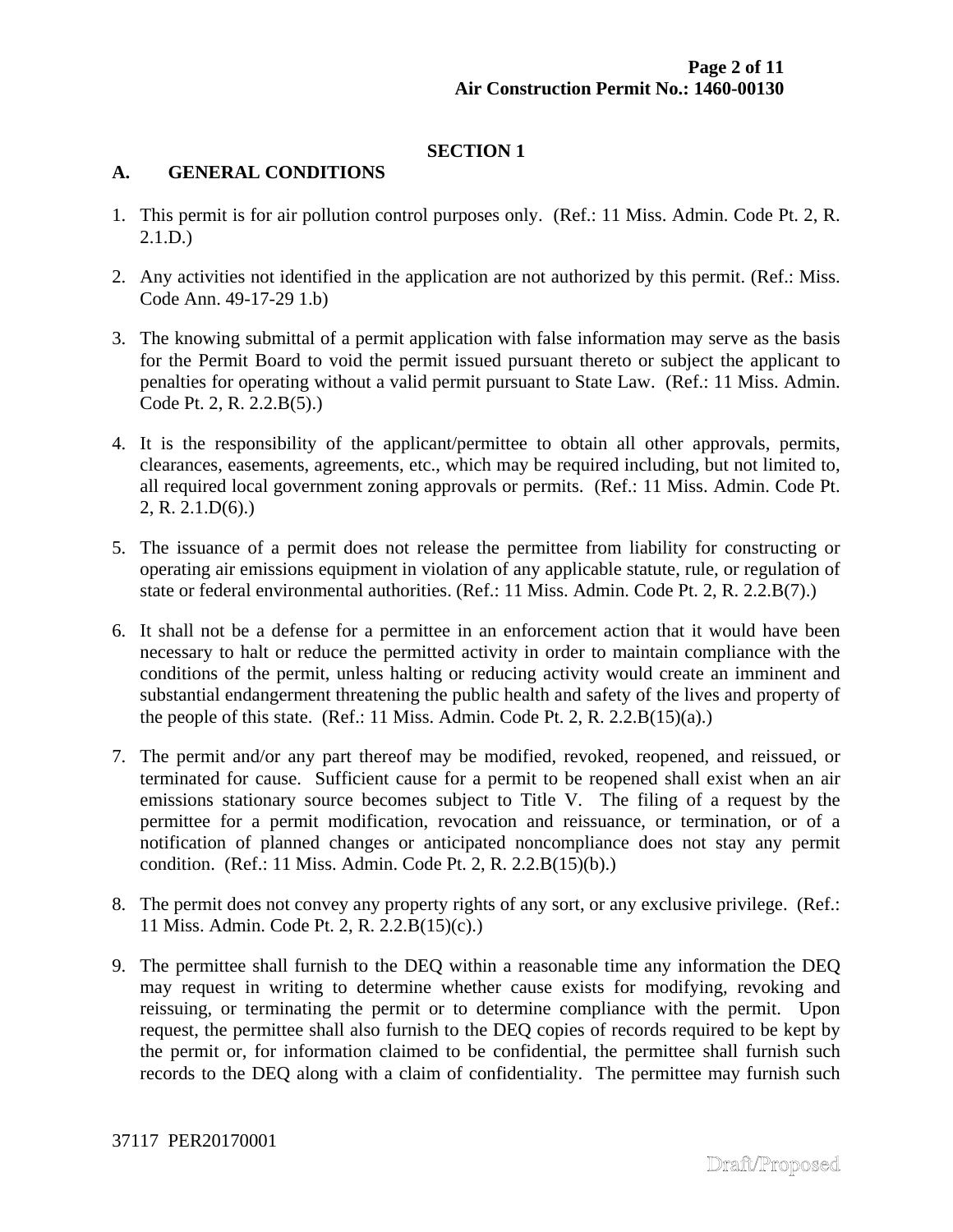## SECTION 1

### A. GENERAL CONDITIONS

1. This permit is for air pollution control purposes only. (Ref.: 11 Miss. Admin. Code Pt. 2, R. 2.1.D.)

2. Any activities not identified in the application are not authorized by this permit. (Ref.: Miss. Code Ann. 49-17-29 1.b)

3. The knowing submittal of a permit application with false information may serve as the basis for the Permit Board to void the permit issued pursuant thereto or subject the applicant to penalties for operating without a valid permit pursuant to State Law. (Ref.: 11 Miss. Admin. Code Pt. 2, R. 2.2.B(5).)

4. It is the responsibility of the applicant/permittee to obtain all other approvals, permits, clearances, easements, agreements, etc., which may be required including, but not limited to, all required local government zoning approvals or permits. (Ref.: 11 Miss. Admin. Code Pt. 2, R. 2.1.D(6).)

5. The issuance of a permit does not release the permittee from liability for constructing or operating air emissions equipment in violation of any applicable statute, rule, or regulation of state or federal environmental authorities. (Ref.: 11 Miss. Admin. Code Pt. 2, R. 2.2.B(7).)

6. It shall not be a defense for a permittee in an enforcement action that it would have been necessary to halt or reduce the permitted activity in order to maintain compliance with the conditions of the permit, unless halting or reducing activity would create an imminent and substantial endangerment threatening the public health and safety of the lives and property of the people of this state. (Ref.: 11 Miss. Admin. Code Pt. 2, R. 2.2.B(15)(a).)

7. The permit and/or any part thereof may be modified, revoked, reopened, and reissued, or terminated for cause. Sufficient cause for a permit to be reopened shall exist when an air emissions stationary source becomes subject to Title V. The filing of a request by the permittee for a permit modification, revocation and reissuance, or termination, or of a notification of planned changes or anticipated noncompliance does not stay any permit condition. (Ref.: 11 Miss. Admin. Code Pt. 2, R. 2.2.B(15)(b).)

8. The permit does not convey any property rights of any sort, or any exclusive privilege. (Ref.: 11 Miss. Admin. Code Pt. 2, R. 2.2.B(15)(c).)

9. The permittee shall furnish to the DEQ within a reasonable time any information the DEQ may request in writing to determine whether cause exists for modifying, revoking and reissuing, or terminating the permit or to determine compliance with the permit. Upon request, the permittee shall also furnish to the DEQ copies of records required to be kept by the permit or, for information claimed to be confidential, the permittee shall furnish such records to the DEQ along with a claim of confidentiality. The permittee may furnish such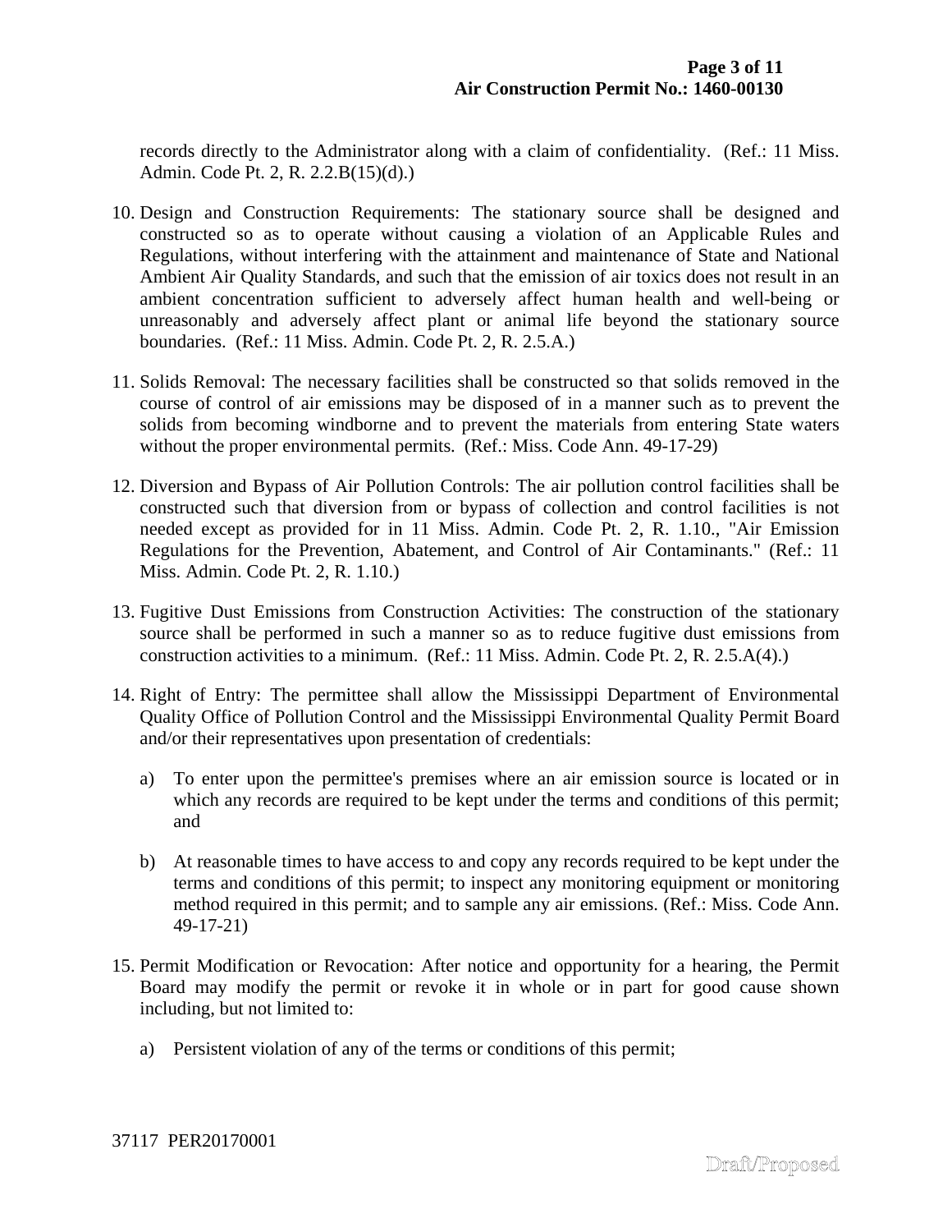records directly to the Administrator along with a claim of confidentiality. (Ref.: 11 Miss. Admin. Code Pt. 2, R. 2.2.B(15)(d).)

10. Design and Construction Requirements: The stationary source shall be designed and constructed so as to operate without causing a violation of an Applicable Rules and Regulations, without interfering with the attainment and maintenance of State and National Ambient Air Quality Standards, and such that the emission of air toxics does not result in an ambient concentration sufficient to adversely affect human health and well-being or unreasonably and adversely affect plant or animal life beyond the stationary source boundaries. (Ref.: 11 Miss. Admin. Code Pt. 2, R. 2.5.A.)

11. Solids Removal: The necessary facilities shall be constructed so that solids removed in the course of control of air emissions may be disposed of in a manner such as to prevent the solids from becoming windborne and to prevent the materials from entering State waters without the proper environmental permits. (Ref.: Miss. Code Ann. 49-17-29)

12. Diversion and Bypass of Air Pollution Controls: The air pollution control facilities shall be constructed such that diversion from or bypass of collection and control facilities is not needed except as provided for in 11 Miss. Admin. Code Pt. 2, R. 1.10., "Air Emission Regulations for the Prevention, Abatement, and Control of Air Contaminants." (Ref.: 11 Miss. Admin. Code Pt. 2, R. 1.10.)

13. Fugitive Dust Emissions from Construction Activities: The construction of the stationary source shall be performed in such a manner so as to reduce fugitive dust emissions from construction activities to a minimum. (Ref.: 11 Miss. Admin. Code Pt. 2, R. 2.5.A(4).)

14. Right of Entry: The permittee shall allow the Mississippi Department of Environmental Quality Office of Pollution Control and the Mississippi Environmental Quality Permit Board and/or their representatives upon presentation of credentials:

    a) To enter upon the permittee's premises where an air emission source is located or in which any records are required to be kept under the terms and conditions of this permit; and

    b) At reasonable times to have access to and copy any records required to be kept under the terms and conditions of this permit; to inspect any monitoring equipment or monitoring method required in this permit; and to sample any air emissions. (Ref.: Miss. Code Ann. 49-17-21)

15. Permit Modification or Revocation: After notice and opportunity for a hearing, the Permit Board may modify the permit or revoke it in whole or in part for good cause shown including, but not limited to:

    a) Persistent violation of any of the terms or conditions of this permit;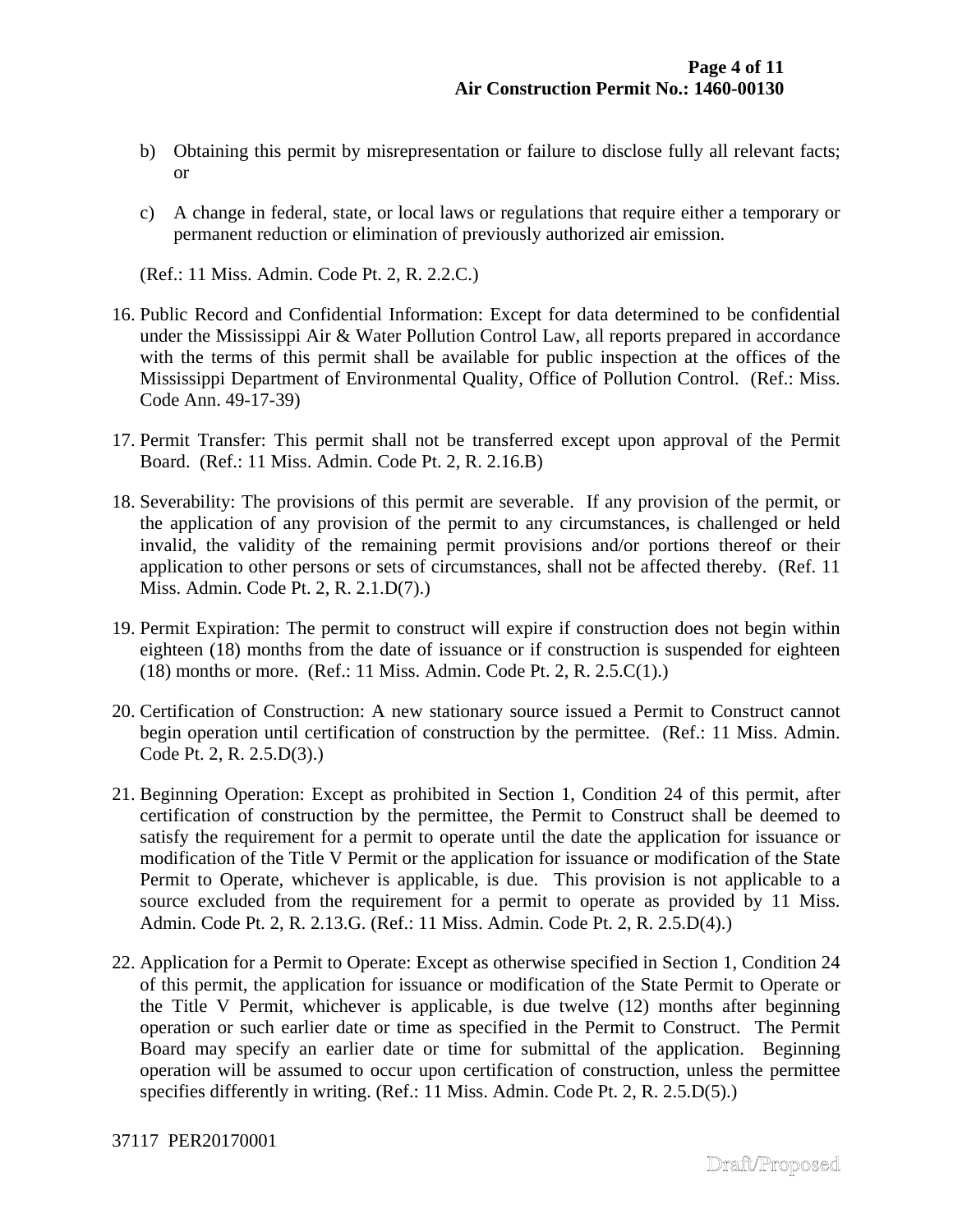b) Obtaining this permit by misrepresentation or failure to disclose fully all relevant facts; or

c) A change in federal, state, or local laws or regulations that require either a temporary or permanent reduction or elimination of previously authorized air emission.

(Ref.: 11 Miss. Admin. Code Pt. 2, R. 2.2.C.)

16. Public Record and Confidential Information: Except for data determined to be confidential under the Mississippi Air & Water Pollution Control Law, all reports prepared in accordance with the terms of this permit shall be available for public inspection at the offices of the Mississippi Department of Environmental Quality, Office of Pollution Control. (Ref.: Miss. Code Ann. 49-17-39)

17. Permit Transfer: This permit shall not be transferred except upon approval of the Permit Board. (Ref.: 11 Miss. Admin. Code Pt. 2, R. 2.16.B)

18. Severability: The provisions of this permit are severable. If any provision of the permit, or the application of any provision of the permit to any circumstances, is challenged or held invalid, the validity of the remaining permit provisions and/or portions thereof or their application to other persons or sets of circumstances, shall not be affected thereby. (Ref. 11 Miss. Admin. Code Pt. 2, R. 2.1.D(7).)

19. Permit Expiration: The permit to construct will expire if construction does not begin within eighteen (18) months from the date of issuance or if construction is suspended for eighteen (18) months or more. (Ref.: 11 Miss. Admin. Code Pt. 2, R. 2.5.C(1).)

20. Certification of Construction: A new stationary source issued a Permit to Construct cannot begin operation until certification of construction by the permittee. (Ref.: 11 Miss. Admin. Code Pt. 2, R. 2.5.D(3).)

21. Beginning Operation: Except as prohibited in Section 1, Condition 24 of this permit, after certification of construction by the permittee, the Permit to Construct shall be deemed to satisfy the requirement for a permit to operate until the date the application for issuance or modification of the Title V Permit or the application for issuance or modification of the State Permit to Operate, whichever is applicable, is due. This provision is not applicable to a source excluded from the requirement for a permit to operate as provided by 11 Miss. Admin. Code Pt. 2, R. 2.13.G. (Ref.: 11 Miss. Admin. Code Pt. 2, R. 2.5.D(4).)

22. Application for a Permit to Operate: Except as otherwise specified in Section 1, Condition 24 of this permit, the application for issuance or modification of the State Permit to Operate or the Title V Permit, whichever is applicable, is due twelve (12) months after beginning operation or such earlier date or time as specified in the Permit to Construct. The Permit Board may specify an earlier date or time for submittal of the application. Beginning operation will be assumed to occur upon certification of construction, unless the permittee specifies differently in writing. (Ref.: 11 Miss. Admin. Code Pt. 2, R. 2.5.D(5).)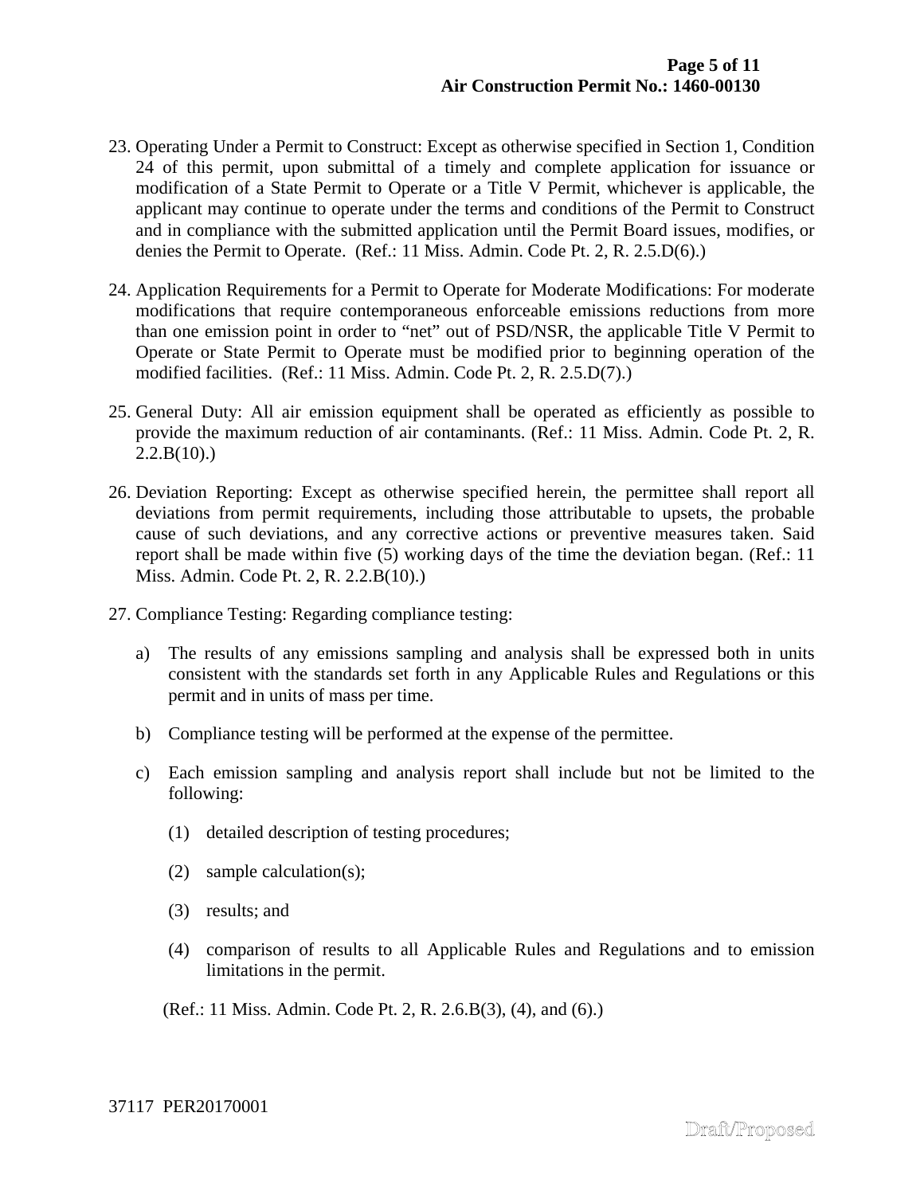23. Operating Under a Permit to Construct: Except as otherwise specified in Section 1, Condition 24 of this permit, upon submittal of a timely and complete application for issuance or modification of a State Permit to Operate or a Title V Permit, whichever is applicable, the applicant may continue to operate under the terms and conditions of the Permit to Construct and in compliance with the submitted application until the Permit Board issues, modifies, or denies the Permit to Operate. (Ref.: 11 Miss. Admin. Code Pt. 2, R. 2.5.D(6).)

24. Application Requirements for a Permit to Operate for Moderate Modifications: For moderate modifications that require contemporaneous enforceable emissions reductions from more than one emission point in order to "net" out of PSD/NSR, the applicable Title V Permit to Operate or State Permit to Operate must be modified prior to beginning operation of the modified facilities. (Ref.: 11 Miss. Admin. Code Pt. 2, R. 2.5.D(7).)

25. General Duty: All air emission equipment shall be operated as efficiently as possible to provide the maximum reduction of air contaminants. (Ref.: 11 Miss. Admin. Code Pt. 2, R. 2.2.B(10).)

26. Deviation Reporting: Except as otherwise specified herein, the permittee shall report all deviations from permit requirements, including those attributable to upsets, the probable cause of such deviations, and any corrective actions or preventive measures taken. Said report shall be made within five (5) working days of the time the deviation began. (Ref.: 11 Miss. Admin. Code Pt. 2, R. 2.2.B(10).)

27. Compliance Testing: Regarding compliance testing:

    a) The results of any emissions sampling and analysis shall be expressed both in units consistent with the standards set forth in any Applicable Rules and Regulations or this permit and in units of mass per time.

    b) Compliance testing will be performed at the expense of the permittee.

    c) Each emission sampling and analysis report shall include but not be limited to the following:

        (1) detailed description of testing procedures;

        (2) sample calculation(s);

        (3) results; and

        (4) comparison of results to all Applicable Rules and Regulations and to emission limitations in the permit.

    (Ref.: 11 Miss. Admin. Code Pt. 2, R. 2.6.B(3), (4), and (6).)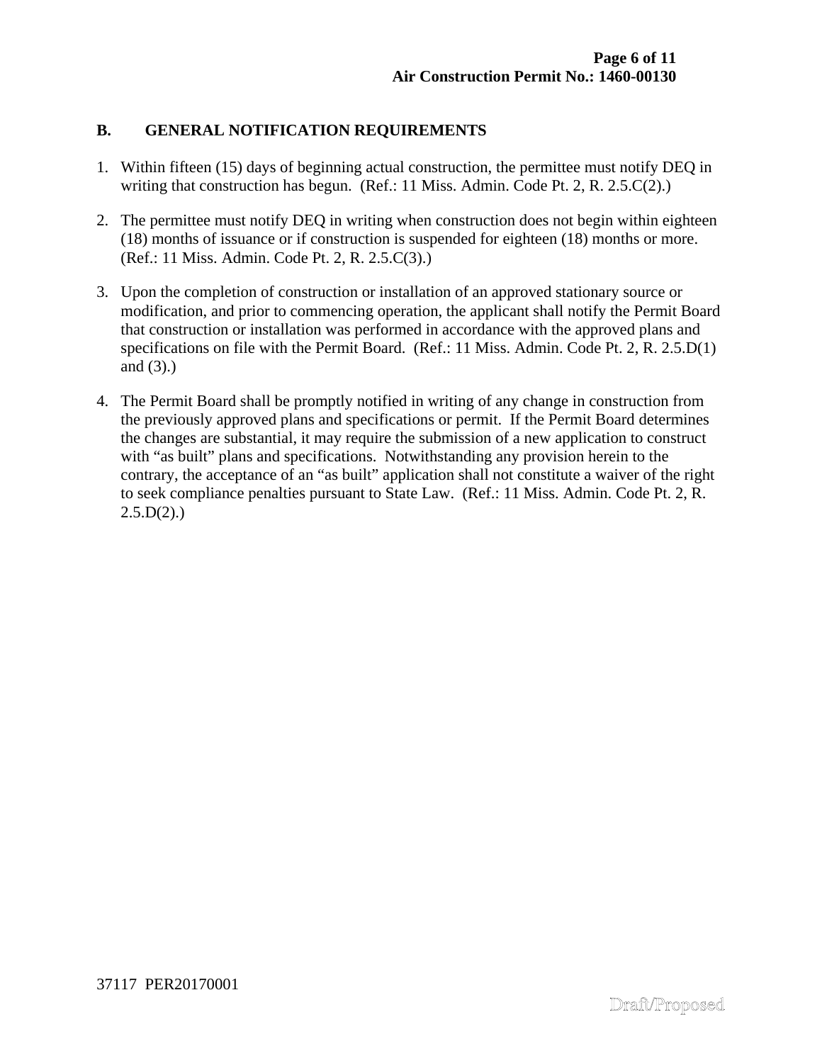## B. GENERAL NOTIFICATION REQUIREMENTS

1. Within fifteen (15) days of beginning actual construction, the permittee must notify DEQ in writing that construction has begun. (Ref.: 11 Miss. Admin. Code Pt. 2, R. 2.5.C(2).)

2. The permittee must notify DEQ in writing when construction does not begin within eighteen (18) months of issuance or if construction is suspended for eighteen (18) months or more. (Ref.: 11 Miss. Admin. Code Pt. 2, R. 2.5.C(3).)

3. Upon the completion of construction or installation of an approved stationary source or modification, and prior to commencing operation, the applicant shall notify the Permit Board that construction or installation was performed in accordance with the approved plans and specifications on file with the Permit Board. (Ref.: 11 Miss. Admin. Code Pt. 2, R. 2.5.D(1) and (3).)

4. The Permit Board shall be promptly notified in writing of any change in construction from the previously approved plans and specifications or permit. If the Permit Board determines the changes are substantial, it may require the submission of a new application to construct with "as built" plans and specifications. Notwithstanding any provision herein to the contrary, the acceptance of an "as built" application shall not constitute a waiver of the right to seek compliance penalties pursuant to State Law. (Ref.: 11 Miss. Admin. Code Pt. 2, R. 2.5.D(2).)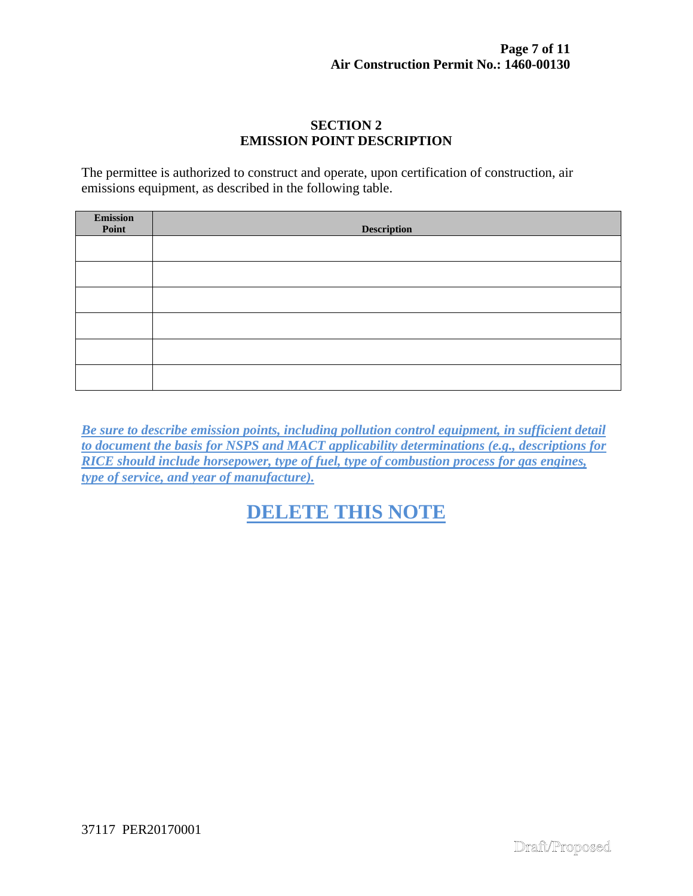## SECTION 2
## EMISSION POINT DESCRIPTION

The permittee is authorized to construct and operate, upon certification of construction, air emissions equipment, as described in the following table.

| Emission Point | Description |
|---|---|
| | |
| | |
| | |
| | |
| | |
| | |

***Be sure to describe emission points, including pollution control equipment, in sufficient detail to document the basis for NSPS and MACT applicability determinations (e.g., descriptions for RICE should include horsepower, type of fuel, type of combustion process for gas engines, type of service, and year of manufacture).***

**DELETE THIS NOTE**

37117 PER20170001

Draft/Proposed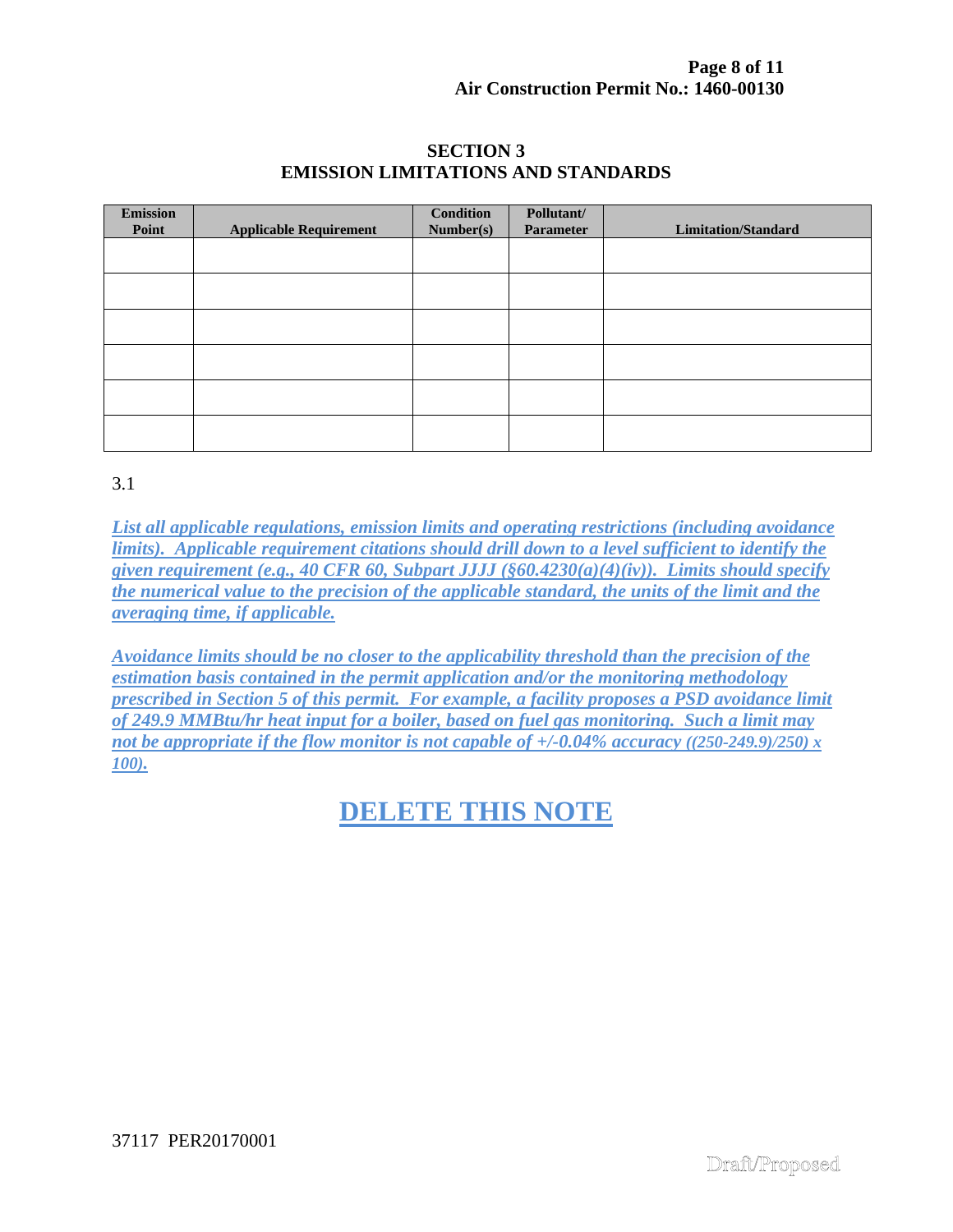## SECTION 3
## EMISSION LIMITATIONS AND STANDARDS

| Emission Point | Applicable Requirement | Condition Number(s) | Pollutant/ Parameter | Limitation/Standard |
|---|---|---|---|---|
| | | | | |
| | | | | |
| | | | | |
| | | | | |
| | | | | |
| | | | | |

3.1

***List all applicable regulations, emission limits and operating restrictions (including avoidance limits). Applicable requirement citations should drill down to a level sufficient to identify the given requirement (e.g., 40 CFR 60, Subpart JJJJ (§60.4230(a)(4)(iv)). Limits should specify the numerical value to the precision of the applicable standard, the units of the limit and the averaging time, if applicable.***

***Avoidance limits should be no closer to the applicability threshold than the precision of the estimation basis contained in the permit application and/or the monitoring methodology prescribed in Section 5 of this permit. For example, a facility proposes a PSD avoidance limit of 249.9 MMBtu/hr heat input for a boiler, based on fuel gas monitoring. Such a limit may not be appropriate if the flow monitor is not capable of +/-0.04% accuracy ((250-249.9)/250) x 100).***

**DELETE THIS NOTE**

37117 PER20170001

Draft/Proposed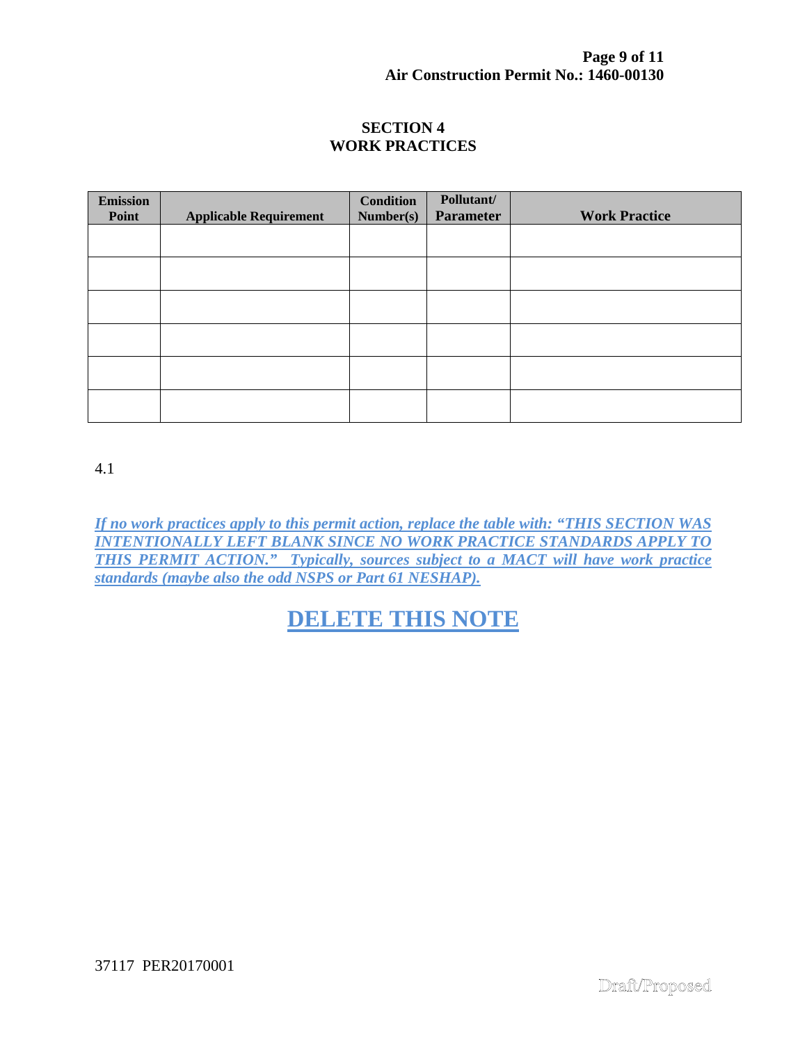## SECTION 4
## WORK PRACTICES

| Emission Point | Applicable Requirement | Condition Number(s) | Pollutant/ Parameter | Work Practice |
|---|---|---|---|---|
| | | | | |
| | | | | |
| | | | | |
| | | | | |
| | | | | |
| | | | | |

4.1

***If no work practices apply to this permit action, replace the table with: "THIS SECTION WAS INTENTIONALLY LEFT BLANK SINCE NO WORK PRACTICE STANDARDS APPLY TO THIS PERMIT ACTION." Typically, sources subject to a MACT will have work practice standards (maybe also the odd NSPS or Part 61 NESHAP).***

**DELETE THIS NOTE**

37117 PER20170001

Draft/Proposed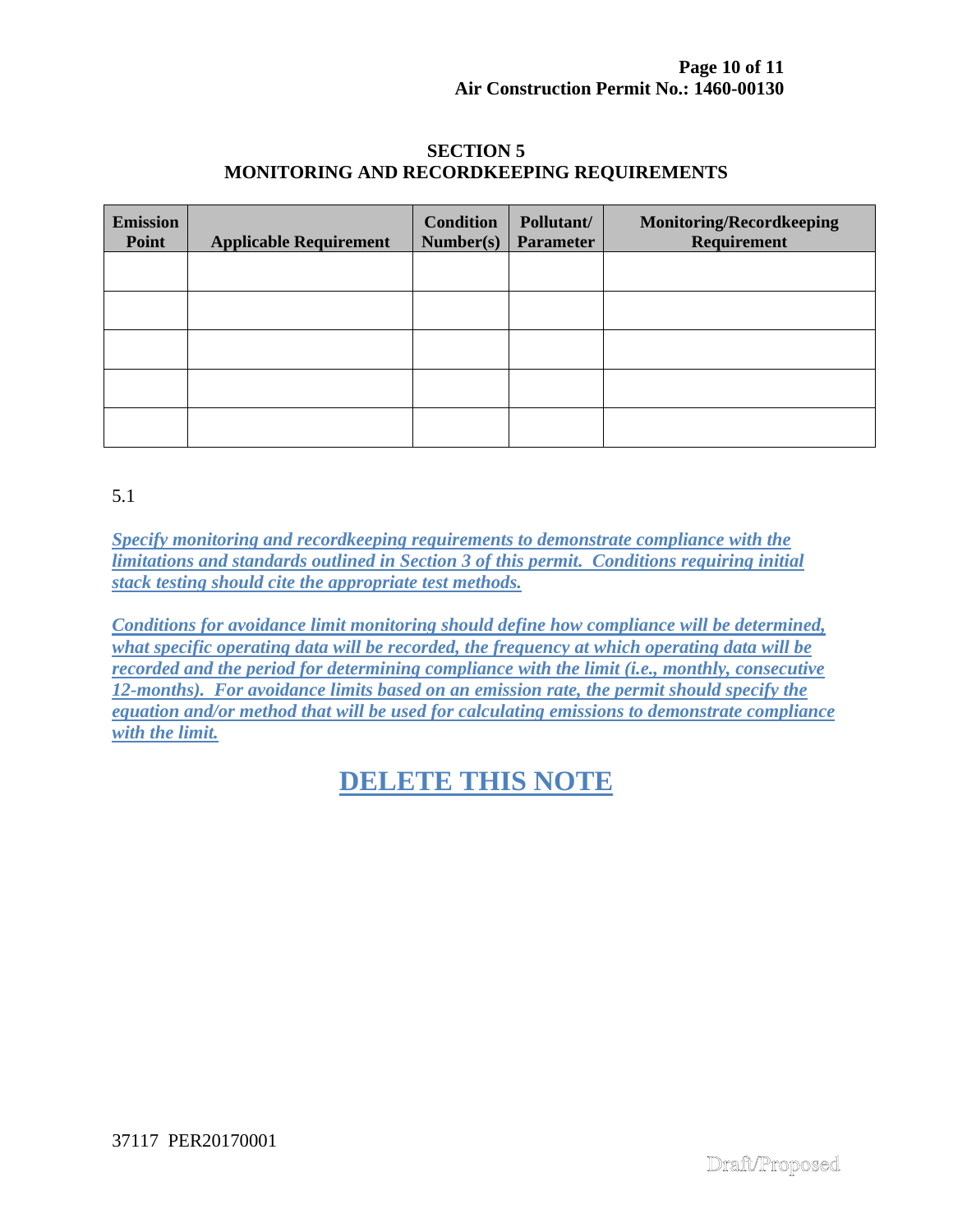## SECTION 5
## MONITORING AND RECORDKEEPING REQUIREMENTS

| Emission Point | Applicable Requirement | Condition Number(s) | Pollutant/ Parameter | Monitoring/Recordkeeping Requirement |
|---|---|---|---|---|
| | | | | |
| | | | | |
| | | | | |
| | | | | |
| | | | | |

5.1

***Specify monitoring and recordkeeping requirements to demonstrate compliance with the limitations and standards outlined in Section 3 of this permit. Conditions requiring initial stack testing should cite the appropriate test methods.***

***Conditions for avoidance limit monitoring should define how compliance will be determined, what specific operating data will be recorded, the frequency at which operating data will be recorded and the period for determining compliance with the limit (i.e., monthly, consecutive 12-months). For avoidance limits based on an emission rate, the permit should specify the equation and/or method that will be used for calculating emissions to demonstrate compliance with the limit.***

**DELETE THIS NOTE**

37117 PER20170001

Draft/Proposed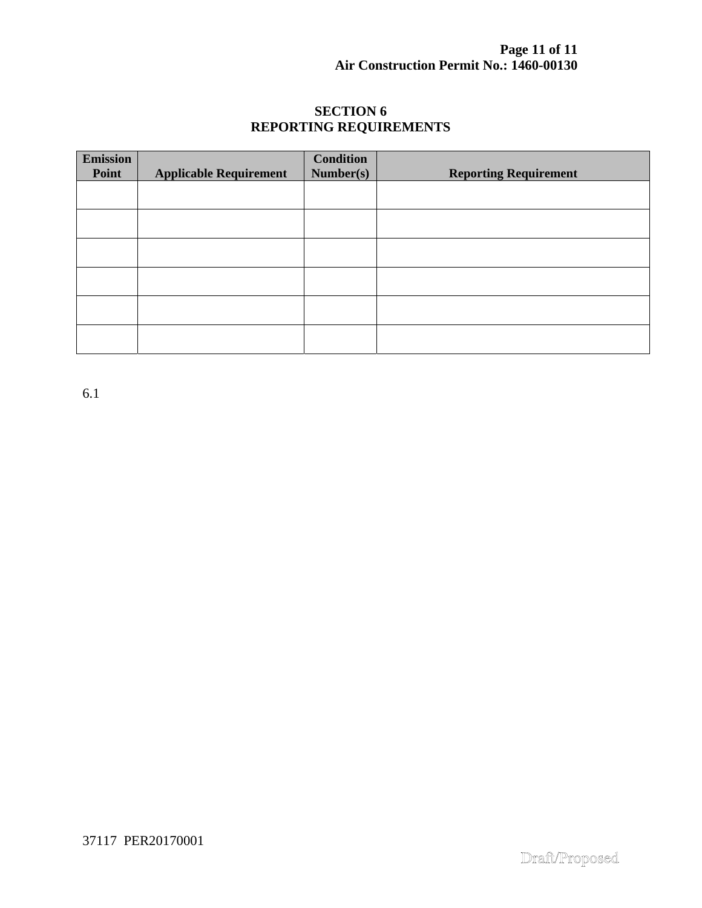# SECTION 6
# REPORTING REQUIREMENTS

| Emission Point | Applicable Requirement | Condition Number(s) | Reporting Requirement |
|---|---|---|---|
| | | | |
| | | | |
| | | | |
| | | | |
| | | | |
| | | | |

6.1

37117 PER20170001

Draft/Proposed